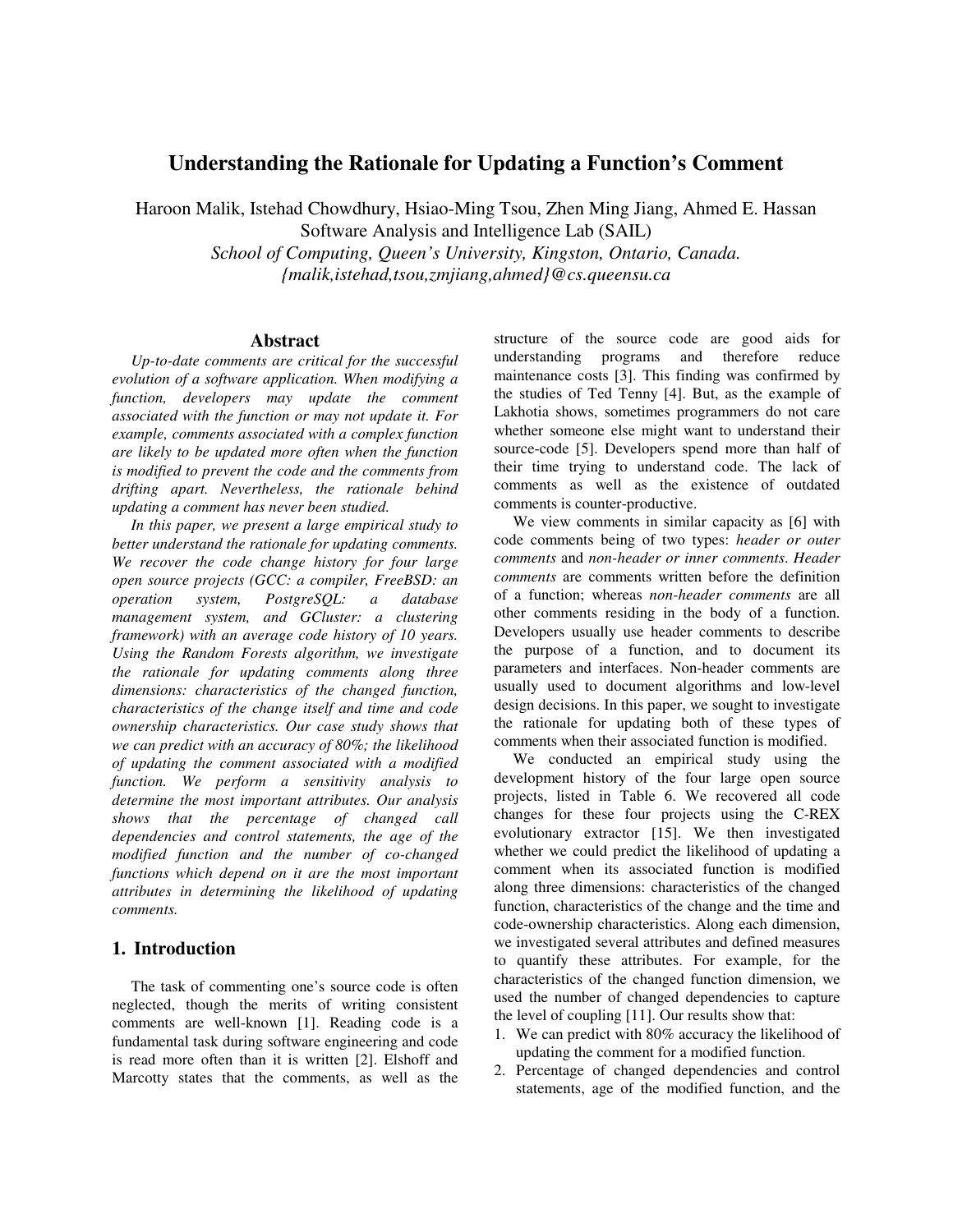# Understanding the Rationale for Updating a Function's Comment

Haroon Malik, Istehad Chowdhury, Hsiao-Ming Tsou, Zhen Ming Jiang, Ahmed E. Hassan
Software Analysis and Intelligence Lab (SAIL)
*School of Computing, Queen's University, Kingston, Ontario, Canada.*
*{malik,istehad,tsou,zmjiang,ahmed}@cs.queensu.ca*

## Abstract

*Up-to-date comments are critical for the successful evolution of a software application. When modifying a function, developers may update the comment associated with the function or may not update it. For example, comments associated with a complex function are likely to be updated more often when the function is modified to prevent the code and the comments from drifting apart. Nevertheless, the rationale behind updating a comment has never been studied.*

*In this paper, we present a large empirical study to better understand the rationale for updating comments. We recover the code change history for four large open source projects (GCC: a compiler, FreeBSD: an operation system, PostgreSQL: a database management system, and GCluster: a clustering framework) with an average code history of 10 years. Using the Random Forests algorithm, we investigate the rationale for updating comments along three dimensions: characteristics of the changed function, characteristics of the change itself and time and code ownership characteristics. Our case study shows that we can predict with an accuracy of 80%; the likelihood of updating the comment associated with a modified function. We perform a sensitivity analysis to determine the most important attributes. Our analysis shows that the percentage of changed call dependencies and control statements, the age of the modified function and the number of co-changed functions which depend on it are the most important attributes in determining the likelihood of updating comments.*

## 1. Introduction

The task of commenting one's source code is often neglected, though the merits of writing consistent comments are well-known [1]. Reading code is a fundamental task during software engineering and code is read more often than it is written [2]. Elshoff and Marcotty states that the comments, as well as the structure of the source code are good aids for understanding programs and therefore reduce maintenance costs [3]. This finding was confirmed by the studies of Ted Tenny [4]. But, as the example of Lakhotia shows, sometimes programmers do not care whether someone else might want to understand their source-code [5]. Developers spend more than half of their time trying to understand code. The lack of comments as well as the existence of outdated comments is counter-productive.

We view comments in similar capacity as [6] with code comments being of two types: *header or outer comments* and *non-header or inner comments*. *Header comments* are comments written before the definition of a function; whereas *non-header comments* are all other comments residing in the body of a function. Developers usually use header comments to describe the purpose of a function, and to document its parameters and interfaces. Non-header comments are usually used to document algorithms and low-level design decisions. In this paper, we sought to investigate the rationale for updating both of these types of comments when their associated function is modified.

We conducted an empirical study using the development history of the four large open source projects, listed in Table 6. We recovered all code changes for these four projects using the C-REX evolutionary extractor [15]. We then investigated whether we could predict the likelihood of updating a comment when its associated function is modified along three dimensions: characteristics of the changed function, characteristics of the change and the time and code-ownership characteristics. Along each dimension, we investigated several attributes and defined measures to quantify these attributes. For example, for the characteristics of the changed function dimension, we used the number of changed dependencies to capture the level of coupling [11]. Our results show that:

1. We can predict with 80% accuracy the likelihood of updating the comment for a modified function.
2. Percentage of changed dependencies and control statements, age of the modified function, and the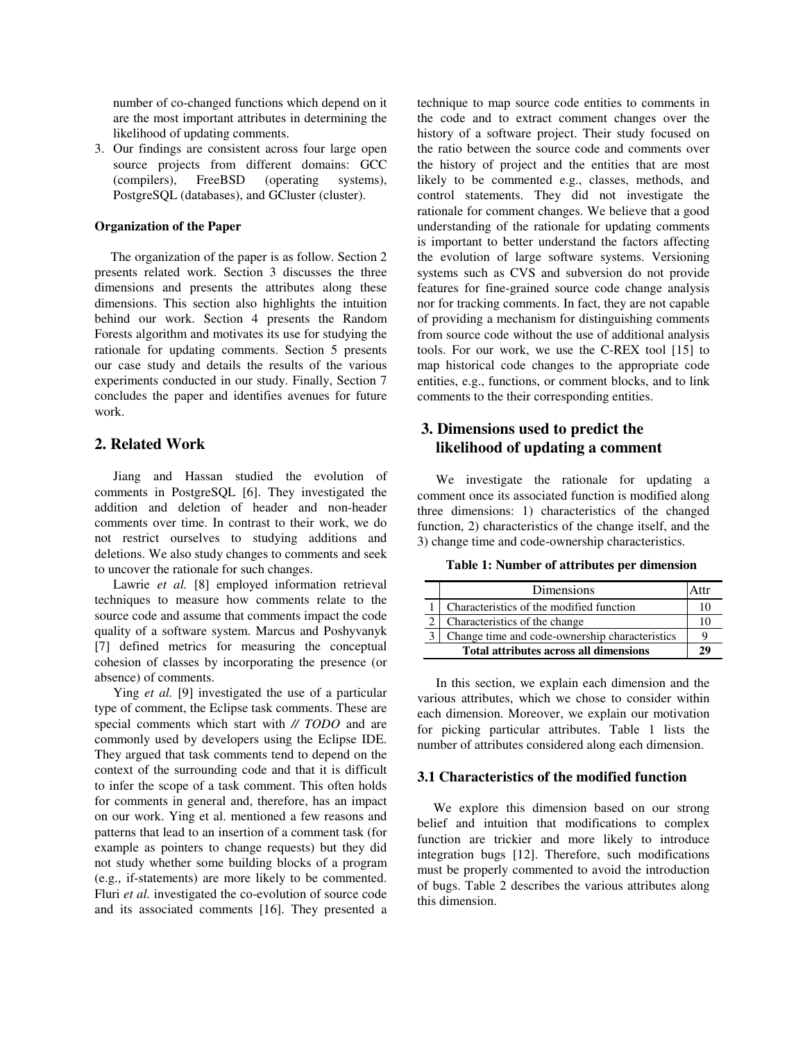number of co-changed functions which depend on it are the most important attributes in determining the likelihood of updating comments.

3. Our findings are consistent across four large open source projects from different domains: GCC (compilers), FreeBSD (operating systems), PostgreSQL (databases), and GCluster (cluster).

#### Organization of the Paper

The organization of the paper is as follow. Section 2 presents related work. Section 3 discusses the three dimensions and presents the attributes along these dimensions. This section also highlights the intuition behind our work. Section 4 presents the Random Forests algorithm and motivates its use for studying the rationale for updating comments. Section 5 presents our case study and details the results of the various experiments conducted in our study. Finally, Section 7 concludes the paper and identifies avenues for future work.

## 2. Related Work

Jiang and Hassan studied the evolution of comments in PostgreSQL [6]. They investigated the addition and deletion of header and non-header comments over time. In contrast to their work, we do not restrict ourselves to studying additions and deletions. We also study changes to comments and seek to uncover the rationale for such changes.

Lawrie *et al.* [8] employed information retrieval techniques to measure how comments relate to the source code and assume that comments impact the code quality of a software system. Marcus and Poshyvanyk [7] defined metrics for measuring the conceptual cohesion of classes by incorporating the presence (or absence) of comments.

Ying *et al.* [9] investigated the use of a particular type of comment, the Eclipse task comments. These are special comments which start with ***// TODO*** and are commonly used by developers using the Eclipse IDE. They argued that task comments tend to depend on the context of the surrounding code and that it is difficult to infer the scope of a task comment. This often holds for comments in general and, therefore, has an impact on our work. Ying et al. mentioned a few reasons and patterns that lead to an insertion of a comment task (for example as pointers to change requests) but they did not study whether some building blocks of a program (e.g., if-statements) are more likely to be commented. Fluri *et al.* investigated the co-evolution of source code and its associated comments [16]. They presented a technique to map source code entities to comments in the code and to extract comment changes over the history of a software project. Their study focused on the ratio between the source code and comments over the history of project and the entities that are most likely to be commented e.g., classes, methods, and control statements. They did not investigate the rationale for comment changes. We believe that a good understanding of the rationale for updating comments is important to better understand the factors affecting the evolution of large software systems. Versioning systems such as CVS and subversion do not provide features for fine-grained source code change analysis nor for tracking comments. In fact, they are not capable of providing a mechanism for distinguishing comments from source code without the use of additional analysis tools. For our work, we use the C-REX tool [15] to map historical code changes to the appropriate code entities, e.g., functions, or comment blocks, and to link comments to the their corresponding entities.

## 3. Dimensions used to predict the likelihood of updating a comment

We investigate the rationale for updating a comment once its associated function is modified along three dimensions: 1) characteristics of the changed function, 2) characteristics of the change itself, and the 3) change time and code-ownership characteristics.

**Table 1: Number of attributes per dimension**

| | Dimensions | Attr |
|---|---|---|
| 1 | Characteristics of the modified function | 10 |
| 2 | Characteristics of the change | 10 |
| 3 | Change time and code-ownership characteristics | 9 |
| | **Total attributes across all dimensions** | **29** |

In this section, we explain each dimension and the various attributes, which we chose to consider within each dimension. Moreover, we explain our motivation for picking particular attributes. Table 1 lists the number of attributes considered along each dimension.

### 3.1 Characteristics of the modified function

We explore this dimension based on our strong belief and intuition that modifications to complex function are trickier and more likely to introduce integration bugs [12]. Therefore, such modifications must be properly commented to avoid the introduction of bugs. Table 2 describes the various attributes along this dimension.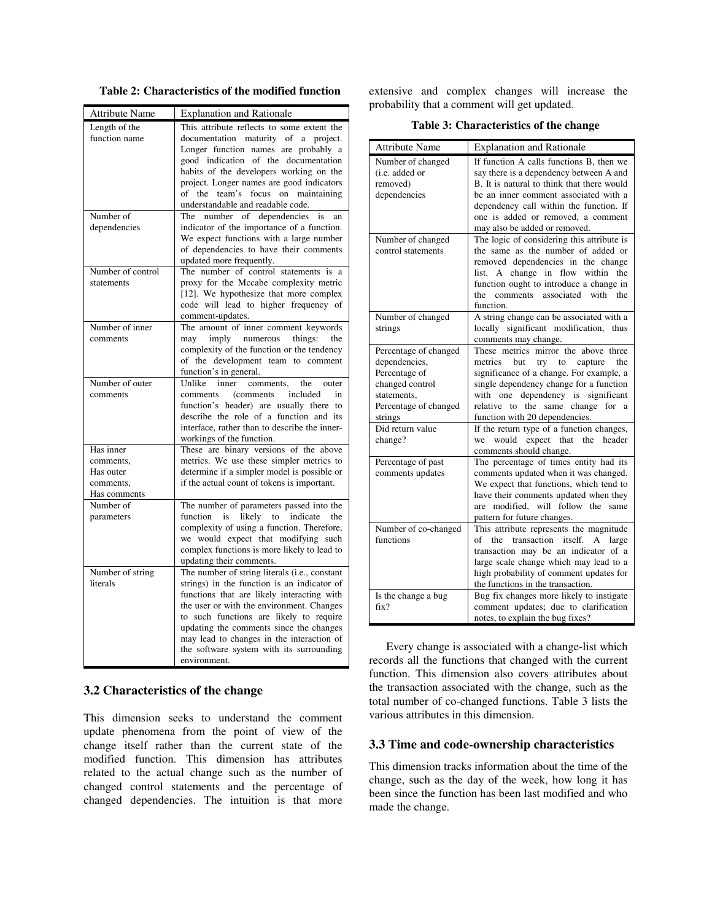**Table 2: Characteristics of the modified function**

| Attribute Name | Explanation and Rationale |
|---|---|
| Length of the function name | This attribute reflects to some extent the documentation maturity of a project. Longer function names are probably a good indication of the documentation habits of the developers working on the project. Longer names are good indicators of the team's focus on maintaining understandable and readable code. |
| Number of dependencies | The number of dependencies is an indicator of the importance of a function. We expect functions with a large number of dependencies to have their comments updated more frequently. |
| Number of control statements | The number of control statements is a proxy for the Mccabe complexity metric [12]. We hypothesize that more complex code will lead to higher frequency of comment-updates. |
| Number of inner comments | The amount of inner comment keywords may imply numerous things: the complexity of the function or the tendency of the development team to comment function's in general. |
| Number of outer comments | Unlike inner comments, the outer comments (comments included in function's header) are usually there to describe the role of a function and its interface, rather than to describe the inner-workings of the function. |
| Has inner comments, Has outer comments, Has comments | These are binary versions of the above metrics. We use these simpler metrics to determine if a simpler model is possible or if the actual count of tokens is important. |
| Number of parameters | The number of parameters passed into the function is likely to indicate the complexity of using a function. Therefore, we would expect that modifying such complex functions is more likely to lead to updating their comments. |
| Number of string literals | The number of string literals (i.e., constant strings) in the function is an indicator of functions that are likely interacting with the user or with the environment. Changes to such functions are likely to require updating the comments since the changes may lead to changes in the interaction of the software system with its surrounding environment. |

### 3.2 Characteristics of the change

This dimension seeks to understand the comment update phenomena from the point of view of the change itself rather than the current state of the modified function. This dimension has attributes related to the actual change such as the number of changed control statements and the percentage of changed dependencies. The intuition is that more extensive and complex changes will increase the probability that a comment will get updated.

**Table 3: Characteristics of the change**

| Attribute Name | Explanation and Rationale |
|---|---|
| Number of changed (i.e. added or removed) dependencies | If function A calls functions B, then we say there is a dependency between A and B. It is natural to think that there would be an inner comment associated with a dependency call within the function. If one is added or removed, a comment may also be added or removed. |
| Number of changed control statements | The logic of considering this attribute is the same as the number of added or removed dependencies in the change list. A change in flow within the function ought to introduce a change in the comments associated with the function. |
| Number of changed strings | A string change can be associated with a locally significant modification, thus comments may change. |
| Percentage of changed dependencies, Percentage of changed control statements, Percentage of changed strings | These metrics mirror the above three metrics but try to capture the significance of a change. For example, a single dependency change for a function with one dependency is significant relative to the same change for a function with 20 dependencies. |
| Did return value change? | If the return type of a function changes, we would expect that the header comments should change. |
| Percentage of past comments updates | The percentage of times entity had its comments updated when it was changed. We expect that functions, which tend to have their comments updated when they are modified, will follow the same pattern for future changes. |
| Number of co-changed functions | This attribute represents the magnitude of the transaction itself. A large transaction may be an indicator of a large scale change which may lead to a high probability of comment updates for the functions in the transaction. |
| Is the change a bug fix? | Bug fix changes more likely to instigate comment updates; due to clarification notes, to explain the bug fixes? |

Every change is associated with a change-list which records all the functions that changed with the current function. This dimension also covers attributes about the transaction associated with the change, such as the total number of co-changed functions. Table 3 lists the various attributes in this dimension.

### 3.3 Time and code-ownership characteristics

This dimension tracks information about the time of the change, such as the day of the week, how long it has been since the function has been last modified and who made the change.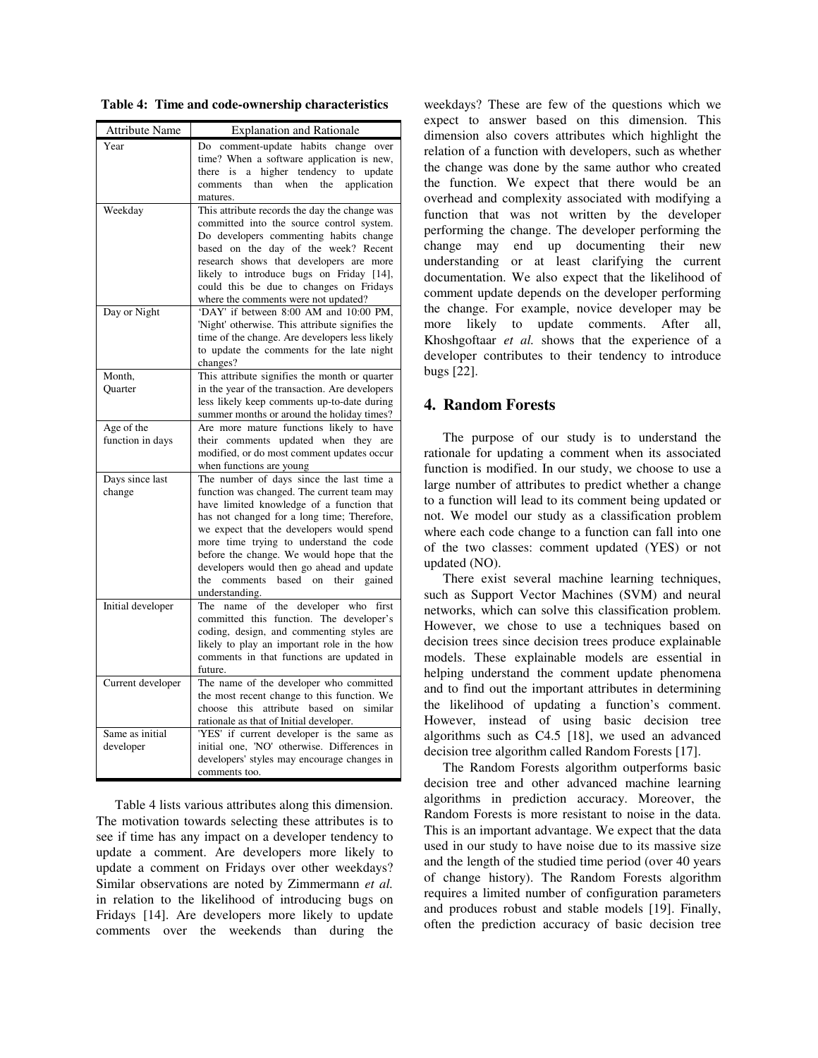**Table 4: Time and code-ownership characteristics**

| Attribute Name | Explanation and Rationale |
|---|---|
| Year | Do comment-update habits change over time? When a software application is new, there is a higher tendency to update comments than when the application matures. |
| Weekday | This attribute records the day the change was committed into the source control system. Do developers commenting habits change based on the day of the week? Recent research shows that developers are more likely to introduce bugs on Friday [14], could this be due to changes on Fridays where the comments were not updated? |
| Day or Night | 'DAY' if between 8:00 AM and 10:00 PM, 'Night' otherwise. This attribute signifies the time of the change. Are developers less likely to update the comments for the late night changes? |
| Month, Quarter | This attribute signifies the month or quarter in the year of the transaction. Are developers less likely keep comments up-to-date during summer months or around the holiday times? |
| Age of the function in days | Are more mature functions likely to have their comments updated when they are modified, or do most comment updates occur when functions are young |
| Days since last change | The number of days since the last time a function was changed. The current team may have limited knowledge of a function that has not changed for a long time; Therefore, we expect that the developers would spend more time trying to understand the code before the change. We would hope that the developers would then go ahead and update the comments based on their gained understanding. |
| Initial developer | The name of the developer who first committed this function. The developer's coding, design, and commenting styles are likely to play an important role in the how comments in that functions are updated in future. |
| Current developer | The name of the developer who committed the most recent change to this function. We choose this attribute based on similar rationale as that of Initial developer. |
| Same as initial developer | 'YES' if current developer is the same as initial one, 'NO' otherwise. Differences in developers' styles may encourage changes in comments too. |

Table 4 lists various attributes along this dimension. The motivation towards selecting these attributes is to see if time has any impact on a developer tendency to update a comment. Are developers more likely to update a comment on Fridays over other weekdays? Similar observations are noted by Zimmermann *et al.* in relation to the likelihood of introducing bugs on Fridays [14]. Are developers more likely to update comments over the weekends than during the weekdays? These are few of the questions which we expect to answer based on this dimension. This dimension also covers attributes which highlight the relation of a function with developers, such as whether the change was done by the same author who created the function. We expect that there would be an overhead and complexity associated with modifying a function that was not written by the developer performing the change. The developer performing the change may end up documenting their new understanding or at least clarifying the current documentation. We also expect that the likelihood of comment update depends on the developer performing the change. For example, novice developer may be more likely to update comments. After all, Khoshgoftaar *et al.* shows that the experience of a developer contributes to their tendency to introduce bugs [22].

## 4. Random Forests

The purpose of our study is to understand the rationale for updating a comment when its associated function is modified. In our study, we choose to use a large number of attributes to predict whether a change to a function will lead to its comment being updated or not. We model our study as a classification problem where each code change to a function can fall into one of the two classes: comment updated (YES) or not updated (NO).

There exist several machine learning techniques, such as Support Vector Machines (SVM) and neural networks, which can solve this classification problem. However, we chose to use a techniques based on decision trees since decision trees produce explainable models. These explainable models are essential in helping understand the comment update phenomena and to find out the important attributes in determining the likelihood of updating a function's comment. However, instead of using basic decision tree algorithms such as C4.5 [18], we used an advanced decision tree algorithm called Random Forests [17].

The Random Forests algorithm outperforms basic decision tree and other advanced machine learning algorithms in prediction accuracy. Moreover, the Random Forests is more resistant to noise in the data. This is an important advantage. We expect that the data used in our study to have noise due to its massive size and the length of the studied time period (over 40 years of change history). The Random Forests algorithm requires a limited number of configuration parameters and produces robust and stable models [19]. Finally, often the prediction accuracy of basic decision tree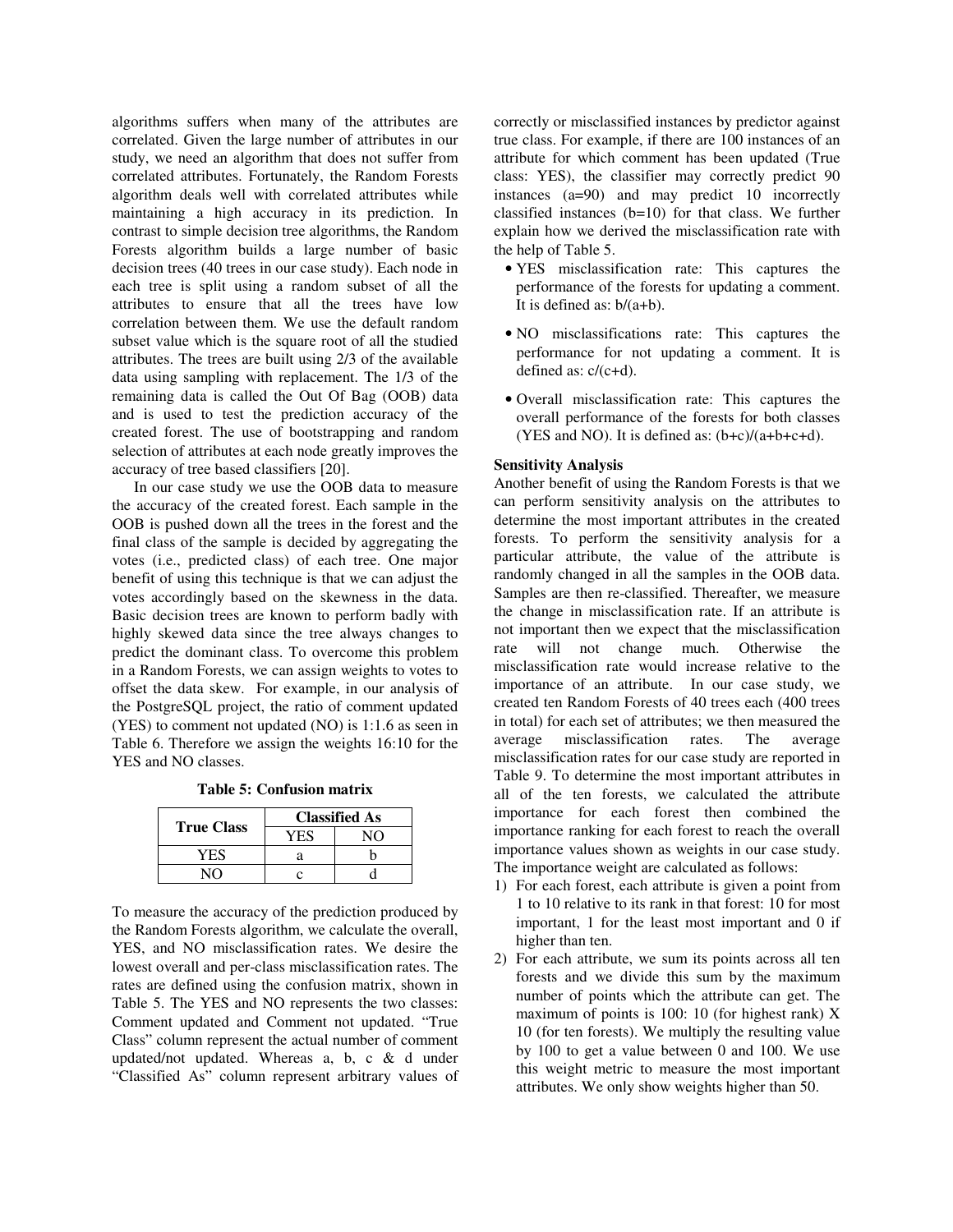algorithms suffers when many of the attributes are correlated. Given the large number of attributes in our study, we need an algorithm that does not suffer from correlated attributes. Fortunately, the Random Forests algorithm deals well with correlated attributes while maintaining a high accuracy in its prediction. In contrast to simple decision tree algorithms, the Random Forests algorithm builds a large number of basic decision trees (40 trees in our case study). Each node in each tree is split using a random subset of all the attributes to ensure that all the trees have low correlation between them. We use the default random subset value which is the square root of all the studied attributes. The trees are built using 2/3 of the available data using sampling with replacement. The 1/3 of the remaining data is called the Out Of Bag (OOB) data and is used to test the prediction accuracy of the created forest. The use of bootstrapping and random selection of attributes at each node greatly improves the accuracy of tree based classifiers [20].

In our case study we use the OOB data to measure the accuracy of the created forest. Each sample in the OOB is pushed down all the trees in the forest and the final class of the sample is decided by aggregating the votes (i.e., predicted class) of each tree. One major benefit of using this technique is that we can adjust the votes accordingly based on the skewness in the data. Basic decision trees are known to perform badly with highly skewed data since the tree always changes to predict the dominant class. To overcome this problem in a Random Forests, we can assign weights to votes to offset the data skew. For example, in our analysis of the PostgreSQL project, the ratio of comment updated (YES) to comment not updated (NO) is 1:1.6 as seen in Table 6. Therefore we assign the weights 16:10 for the YES and NO classes.

**Table 5: Confusion matrix**

| True Class | Classified As | |
|---|---|---|
| | YES | NO |
| YES | a | b |
| NO | c | d |

To measure the accuracy of the prediction produced by the Random Forests algorithm, we calculate the overall, YES, and NO misclassification rates. We desire the lowest overall and per-class misclassification rates. The rates are defined using the confusion matrix, shown in Table 5. The YES and NO represents the two classes: Comment updated and Comment not updated. "True Class" column represent the actual number of comment updated/not updated. Whereas a, b, c & d under "Classified As" column represent arbitrary values of correctly or misclassified instances by predictor against true class. For example, if there are 100 instances of an attribute for which comment has been updated (True class: YES), the classifier may correctly predict 90 instances (a=90) and may predict 10 incorrectly classified instances (b=10) for that class. We further explain how we derived the misclassification rate with the help of Table 5.

- YES misclassification rate: This captures the performance of the forests for updating a comment. It is defined as: b/(a+b).
- NO misclassifications rate: This captures the performance for not updating a comment. It is defined as: c/(c+d).
- Overall misclassification rate: This captures the overall performance of the forests for both classes (YES and NO). It is defined as: (b+c)/(a+b+c+d).

**Sensitivity Analysis**

Another benefit of using the Random Forests is that we can perform sensitivity analysis on the attributes to determine the most important attributes in the created forests. To perform the sensitivity analysis for a particular attribute, the value of the attribute is randomly changed in all the samples in the OOB data. Samples are then re-classified. Thereafter, we measure the change in misclassification rate. If an attribute is not important then we expect that the misclassification rate will not change much. Otherwise the misclassification rate would increase relative to the importance of an attribute. In our case study, we created ten Random Forests of 40 trees each (400 trees in total) for each set of attributes; we then measured the average misclassification rates. The average misclassification rates for our case study are reported in Table 9. To determine the most important attributes in all of the ten forests, we calculated the attribute importance for each forest then combined the importance ranking for each forest to reach the overall importance values shown as weights in our case study. The importance weight are calculated as follows:

1) For each forest, each attribute is given a point from 1 to 10 relative to its rank in that forest: 10 for most important, 1 for the least most important and 0 if higher than ten.
2) For each attribute, we sum its points across all ten forests and we divide this sum by the maximum number of points which the attribute can get. The maximum of points is 100: 10 (for highest rank) X 10 (for ten forests). We multiply the resulting value by 100 to get a value between 0 and 100. We use this weight metric to measure the most important attributes. We only show weights higher than 50.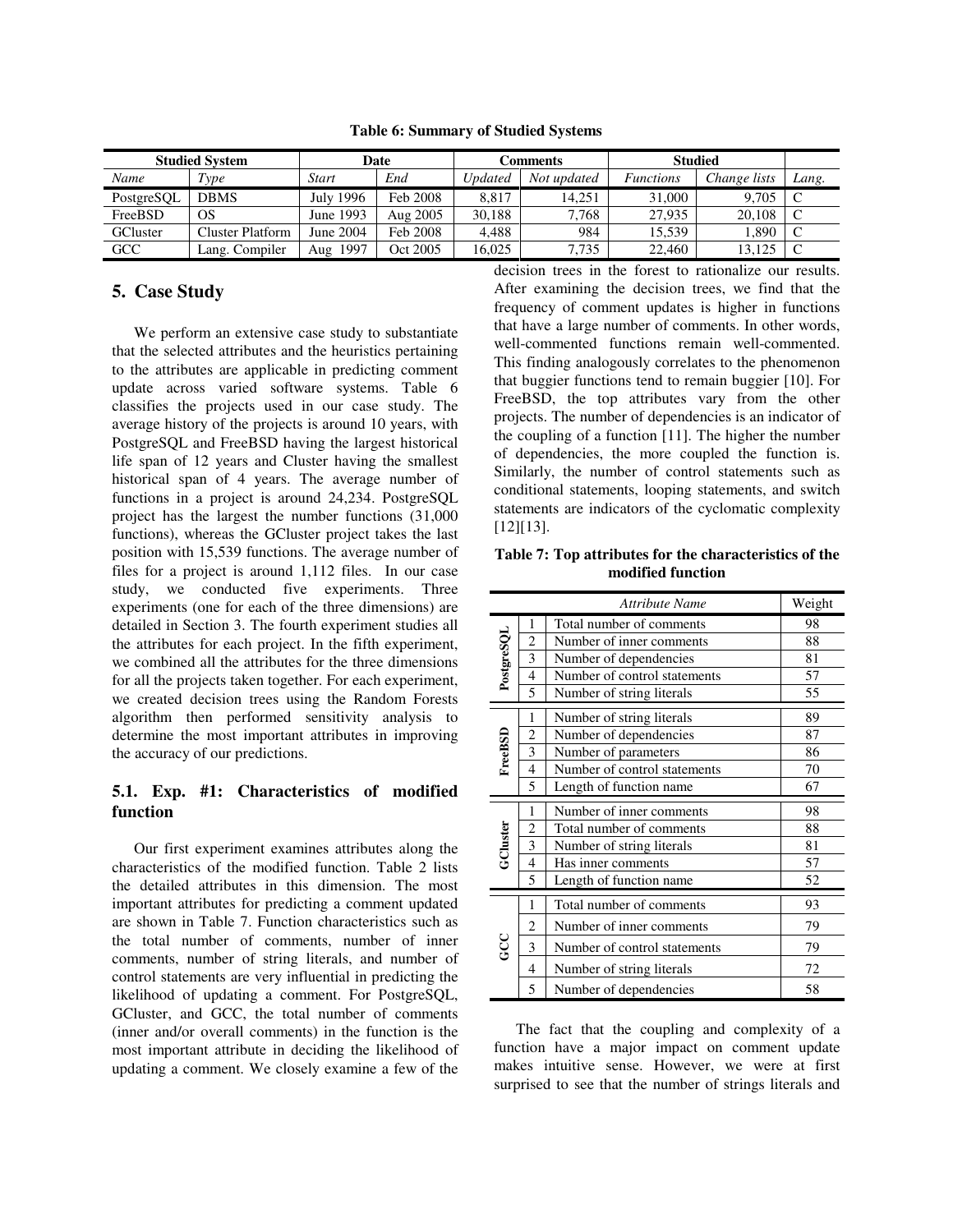**Table 6: Summary of Studied Systems**

| Studied System | | Date | | Comments | | Studied | | |
|---|---|---|---|---|---|---|---|---|
| *Name* | *Type* | *Start* | *End* | *Updated* | *Not updated* | *Functions* | *Change lists* | *Lang.* |
| PostgreSQL | DBMS | July 1996 | Feb 2008 | 8,817 | 14,251 | 31,000 | 9,705 | C |
| FreeBSD | OS | June 1993 | Aug 2005 | 30,188 | 7,768 | 27,935 | 20,108 | C |
| GCluster | Cluster Platform | June 2004 | Feb 2008 | 4,488 | 984 | 15,539 | 1,890 | C |
| GCC | Lang. Compiler | Aug 1997 | Oct 2005 | 16,025 | 7,735 | 22,460 | 13,125 | C |

## 5. Case Study

We perform an extensive case study to substantiate that the selected attributes and the heuristics pertaining to the attributes are applicable in predicting comment update across varied software systems. Table 6 classifies the projects used in our case study. The average history of the projects is around 10 years, with PostgreSQL and FreeBSD having the largest historical life span of 12 years and Cluster having the smallest historical span of 4 years. The average number of functions in a project is around 24,234. PostgreSQL project has the largest the number functions (31,000 functions), whereas the GCluster project takes the last position with 15,539 functions. The average number of files for a project is around 1,112 files. In our case study, we conducted five experiments. Three experiments (one for each of the three dimensions) are detailed in Section 3. The fourth experiment studies all the attributes for each project. In the fifth experiment, we combined all the attributes for the three dimensions for all the projects taken together. For each experiment, we created decision trees using the Random Forests algorithm then performed sensitivity analysis to determine the most important attributes in improving the accuracy of our predictions.

### 5.1. Exp. #1: Characteristics of modified function

Our first experiment examines attributes along the characteristics of the modified function. Table 2 lists the detailed attributes in this dimension. The most important attributes for predicting a comment updated are shown in Table 7. Function characteristics such as the total number of comments, number of inner comments, number of string literals, and number of control statements are very influential in predicting the likelihood of updating a comment. For PostgreSQL, GCluster, and GCC, the total number of comments (inner and/or overall comments) in the function is the most important attribute in deciding the likelihood of updating a comment. We closely examine a few of the decision trees in the forest to rationalize our results. After examining the decision trees, we find that the frequency of comment updates is higher in functions that have a large number of comments. In other words, well-commented functions remain well-commented. This finding analogously correlates to the phenomenon that buggier functions tend to remain buggier [10]. For FreeBSD, the top attributes vary from the other projects. The number of dependencies is an indicator of the coupling of a function [11]. The higher the number of dependencies, the more coupled the function is. Similarly, the number of control statements such as conditional statements, looping statements, and switch statements are indicators of the cyclomatic complexity [12][13].

**Table 7: Top attributes for the characteristics of the modified function**

| | | *Attribute Name* | Weight |
|---|---|---|---|
| PostgreSQL | 1 | Total number of comments | 98 |
| | 2 | Number of inner comments | 88 |
| | 3 | Number of dependencies | 81 |
| | 4 | Number of control statements | 57 |
| | 5 | Number of string literals | 55 |
| FreeBSD | 1 | Number of string literals | 89 |
| | 2 | Number of dependencies | 87 |
| | 3 | Number of parameters | 86 |
| | 4 | Number of control statements | 70 |
| | 5 | Length of function name | 67 |
| GCluster | 1 | Number of inner comments | 98 |
| | 2 | Total number of comments | 88 |
| | 3 | Number of string literals | 81 |
| | 4 | Has inner comments | 57 |
| | 5 | Length of function name | 52 |
| GCC | 1 | Total number of comments | 93 |
| | 2 | Number of inner comments | 79 |
| | 3 | Number of control statements | 79 |
| | 4 | Number of string literals | 72 |
| | 5 | Number of dependencies | 58 |

The fact that the coupling and complexity of a function have a major impact on comment update makes intuitive sense. However, we were at first surprised to see that the number of strings literals and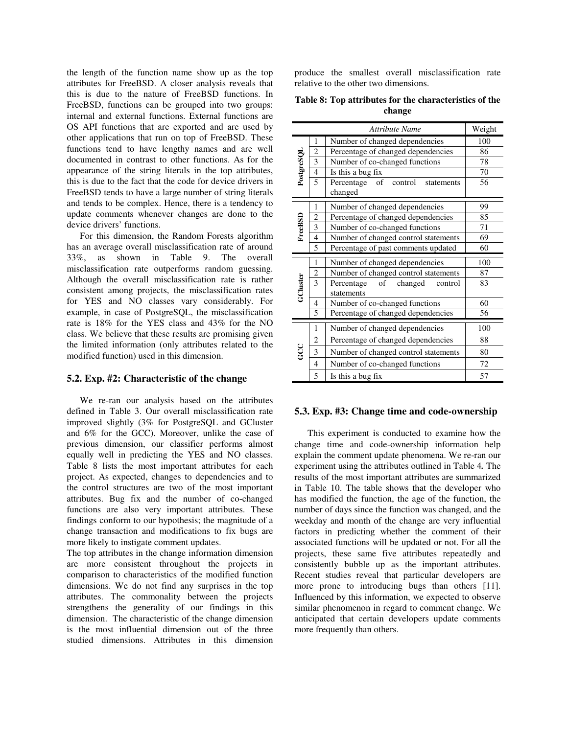the length of the function name show up as the top attributes for FreeBSD. A closer analysis reveals that this is due to the nature of FreeBSD functions. In FreeBSD, functions can be grouped into two groups: internal and external functions. External functions are OS API functions that are exported and are used by other applications that run on top of FreeBSD. These functions tend to have lengthy names and are well documented in contrast to other functions. As for the appearance of the string literals in the top attributes, this is due to the fact that the code for device drivers in FreeBSD tends to have a large number of string literals and tends to be complex. Hence, there is a tendency to update comments whenever changes are done to the device drivers' functions.

For this dimension, the Random Forests algorithm has an average overall misclassification rate of around 33%, as shown in Table 9. The overall misclassification rate outperforms random guessing. Although the overall misclassification rate is rather consistent among projects, the misclassification rates for YES and NO classes vary considerably. For example, in case of PostgreSQL, the misclassification rate is 18% for the YES class and 43% for the NO class. We believe that these results are promising given the limited information (only attributes related to the modified function) used in this dimension.

### 5.2. Exp. #2: Characteristic of the change

We re-ran our analysis based on the attributes defined in Table 3. Our overall misclassification rate improved slightly (3% for PostgreSQL and GCluster and 6% for the GCC). Moreover, unlike the case of previous dimension, our classifier performs almost equally well in predicting the YES and NO classes. Table 8 lists the most important attributes for each project. As expected, changes to dependencies and to the control structures are two of the most important attributes. Bug fix and the number of co-changed functions are also very important attributes. These findings conform to our hypothesis; the magnitude of a change transaction and modifications to fix bugs are more likely to instigate comment updates.

The top attributes in the change information dimension are more consistent throughout the projects in comparison to characteristics of the modified function dimensions. We do not find any surprises in the top attributes. The commonality between the projects strengthens the generality of our findings in this dimension. The characteristic of the change dimension is the most influential dimension out of the three studied dimensions. Attributes in this dimension produce the smallest overall misclassification rate relative to the other two dimensions.

**Table 8: Top attributes for the characteristics of the change**

| | | *Attribute Name* | Weight |
|---|---|---|---|
| **PostgreSQL** | 1 | Number of changed dependencies | 100 |
| | 2 | Percentage of changed dependencies | 86 |
| | 3 | Number of co-changed functions | 78 |
| | 4 | Is this a bug fix | 70 |
| | 5 | Percentage of control statements changed | 56 |
| **FreeBSD** | 1 | Number of changed dependencies | 99 |
| | 2 | Percentage of changed dependencies | 85 |
| | 3 | Number of co-changed functions | 71 |
| | 4 | Number of changed control statements | 69 |
| | 5 | Percentage of past comments updated | 60 |
| **GCluster** | 1 | Number of changed dependencies | 100 |
| | 2 | Number of changed control statements | 87 |
| | 3 | Percentage of changed control statements | 83 |
| | 4 | Number of co-changed functions | 60 |
| | 5 | Percentage of changed dependencies | 56 |
| **GCC** | 1 | Number of changed dependencies | 100 |
| | 2 | Percentage of changed dependencies | 88 |
| | 3 | Number of changed control statements | 80 |
| | 4 | Number of co-changed functions | 72 |
| | 5 | Is this a bug fix | 57 |

### 5.3. Exp. #3: Change time and code-ownership

This experiment is conducted to examine how the change time and code-ownership information help explain the comment update phenomena. We re-ran our experiment using the attributes outlined in Table 4**.** The results of the most important attributes are summarized in Table 10. The table shows that the developer who has modified the function, the age of the function, the number of days since the function was changed, and the weekday and month of the change are very influential factors in predicting whether the comment of their associated functions will be updated or not. For all the projects, these same five attributes repeatedly and consistently bubble up as the important attributes. Recent studies reveal that particular developers are more prone to introducing bugs than others [11]. Influenced by this information, we expected to observe similar phenomenon in regard to comment change. We anticipated that certain developers update comments more frequently than others.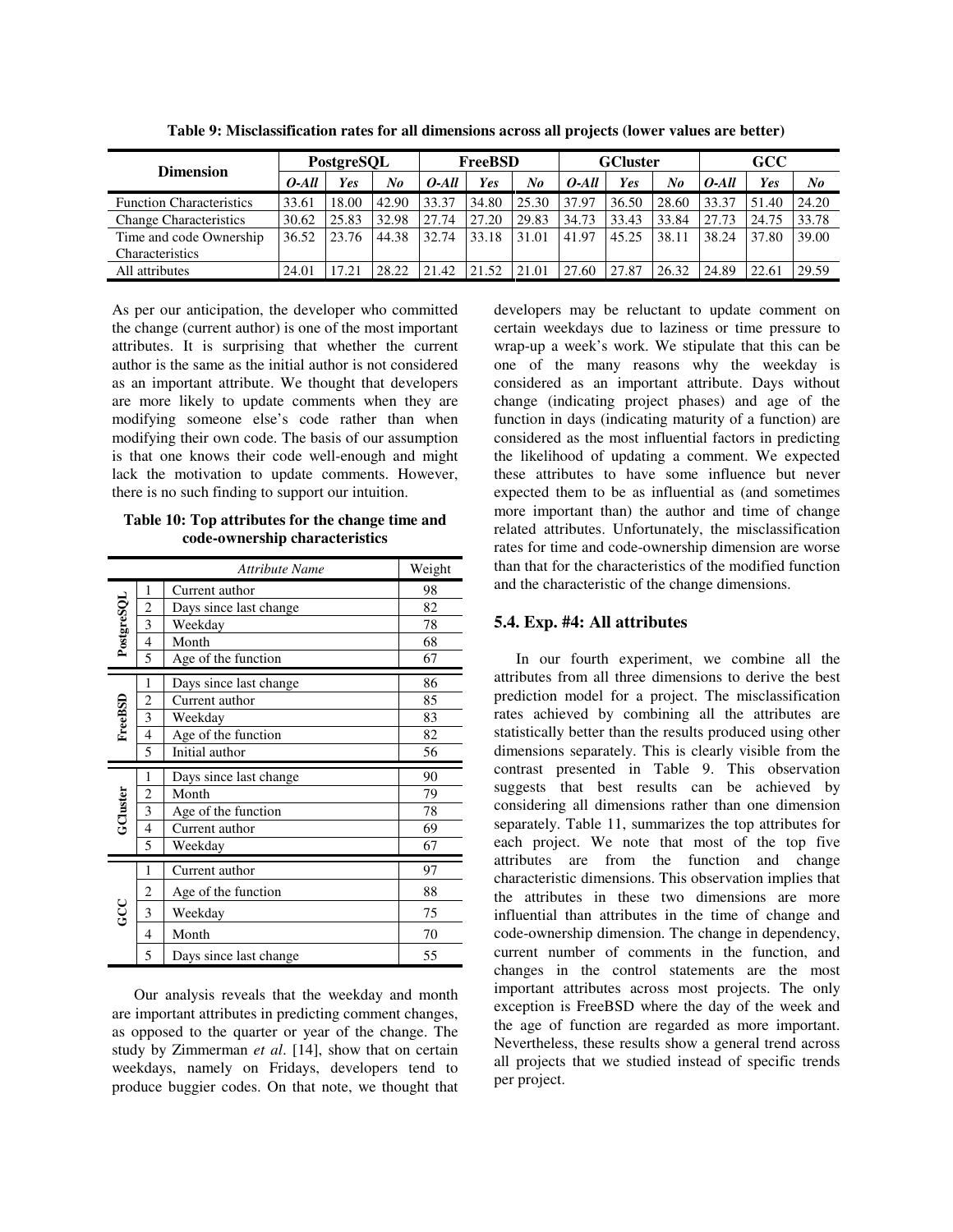**Table 9: Misclassification rates for all dimensions across all projects (lower values are better)**

| Dimension | PostgreSQL | | | FreeBSD | | | GCluster | | | GCC | | |
|---|---|---|---|---|---|---|---|---|---|---|---|---|
| | *O-All* | *Yes* | *No* | *O-All* | *Yes* | *No* | *O-All* | *Yes* | *No* | *O-All* | *Yes* | *No* |
| Function Characteristics | 33.61 | 18.00 | 42.90 | 33.37 | 34.80 | 25.30 | 37.97 | 36.50 | 28.60 | 33.37 | 51.40 | 24.20 |
| Change Characteristics | 30.62 | 25.83 | 32.98 | 27.74 | 27.20 | 29.83 | 34.73 | 33.43 | 33.84 | 27.73 | 24.75 | 33.78 |
| Time and code Ownership Characteristics | 36.52 | 23.76 | 44.38 | 32.74 | 33.18 | 31.01 | 41.97 | 45.25 | 38.11 | 38.24 | 37.80 | 39.00 |
| All attributes | 24.01 | 17.21 | 28.22 | 21.42 | 21.52 | 21.01 | 27.60 | 27.87 | 26.32 | 24.89 | 22.61 | 29.59 |

As per our anticipation, the developer who committed the change (current author) is one of the most important attributes. It is surprising that whether the current author is the same as the initial author is not considered as an important attribute. We thought that developers are more likely to update comments when they are modifying someone else's code rather than when modifying their own code. The basis of our assumption is that one knows their code well-enough and might lack the motivation to update comments. However, there is no such finding to support our intuition.

**Table 10: Top attributes for the change time and code-ownership characteristics**

| | | *Attribute Name* | Weight |
|---|---|---|---|
| PostgreSQL | 1 | Current author | 98 |
| | 2 | Days since last change | 82 |
| | 3 | Weekday | 78 |
| | 4 | Month | 68 |
| | 5 | Age of the function | 67 |
| FreeBSD | 1 | Days since last change | 86 |
| | 2 | Current author | 85 |
| | 3 | Weekday | 83 |
| | 4 | Age of the function | 82 |
| | 5 | Initial author | 56 |
| GCluster | 1 | Days since last change | 90 |
| | 2 | Month | 79 |
| | 3 | Age of the function | 78 |
| | 4 | Current author | 69 |
| | 5 | Weekday | 67 |
| GCC | 1 | Current author | 97 |
| | 2 | Age of the function | 88 |
| | 3 | Weekday | 75 |
| | 4 | Month | 70 |
| | 5 | Days since last change | 55 |

Our analysis reveals that the weekday and month are important attributes in predicting comment changes, as opposed to the quarter or year of the change. The study by Zimmerman *et al*. [14], show that on certain weekdays, namely on Fridays, developers tend to produce buggier codes. On that note, we thought that developers may be reluctant to update comment on certain weekdays due to laziness or time pressure to wrap-up a week's work. We stipulate that this can be one of the many reasons why the weekday is considered as an important attribute. Days without change (indicating project phases) and age of the function in days (indicating maturity of a function) are considered as the most influential factors in predicting the likelihood of updating a comment. We expected these attributes to have some influence but never expected them to be as influential as (and sometimes more important than) the author and time of change related attributes. Unfortunately, the misclassification rates for time and code-ownership dimension are worse than that for the characteristics of the modified function and the characteristic of the change dimensions.

### 5.4. Exp. #4: All attributes

In our fourth experiment, we combine all the attributes from all three dimensions to derive the best prediction model for a project. The misclassification rates achieved by combining all the attributes are statistically better than the results produced using other dimensions separately. This is clearly visible from the contrast presented in Table 9. This observation suggests that best results can be achieved by considering all dimensions rather than one dimension separately. Table 11, summarizes the top attributes for each project. We note that most of the top five attributes are from the function and change characteristic dimensions. This observation implies that the attributes in these two dimensions are more influential than attributes in the time of change and code-ownership dimension. The change in dependency, current number of comments in the function, and changes in the control statements are the most important attributes across most projects. The only exception is FreeBSD where the day of the week and the age of function are regarded as more important. Nevertheless, these results show a general trend across all projects that we studied instead of specific trends per project.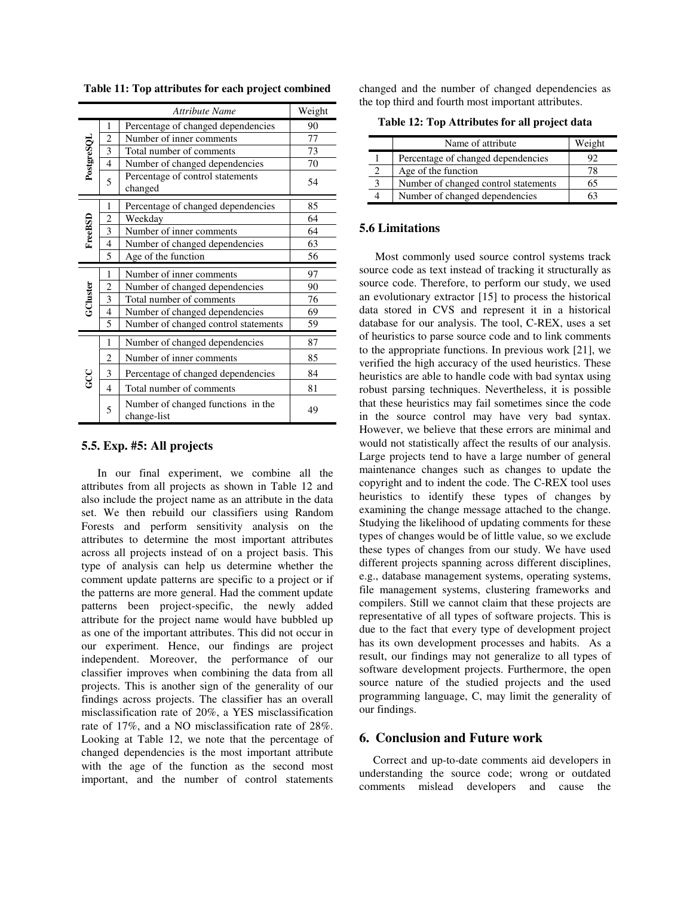**Table 11: Top attributes for each project combined**

| | | *Attribute Name* | Weight |
|---|---|---|---|
| PostgreSQL | 1 | Percentage of changed dependencies | 90 |
| | 2 | Number of inner comments | 77 |
| | 3 | Total number of comments | 73 |
| | 4 | Number of changed dependencies | 70 |
| | 5 | Percentage of control statements changed | 54 |
| FreeBSD | 1 | Percentage of changed dependencies | 85 |
| | 2 | Weekday | 64 |
| | 3 | Number of inner comments | 64 |
| | 4 | Number of changed dependencies | 63 |
| | 5 | Age of the function | 56 |
| GCluster | 1 | Number of inner comments | 97 |
| | 2 | Number of changed dependencies | 90 |
| | 3 | Total number of comments | 76 |
| | 4 | Number of changed dependencies | 69 |
| | 5 | Number of changed control statements | 59 |
| GCC | 1 | Number of changed dependencies | 87 |
| | 2 | Number of inner comments | 85 |
| | 3 | Percentage of changed dependencies | 84 |
| | 4 | Total number of comments | 81 |
| | 5 | Number of changed functions in the change-list | 49 |

### 5.5. Exp. #5: All projects

In our final experiment, we combine all the attributes from all projects as shown in Table 12 and also include the project name as an attribute in the data set. We then rebuild our classifiers using Random Forests and perform sensitivity analysis on the attributes to determine the most important attributes across all projects instead of on a project basis. This type of analysis can help us determine whether the comment update patterns are specific to a project or if the patterns are more general. Had the comment update patterns been project-specific, the newly added attribute for the project name would have bubbled up as one of the important attributes. This did not occur in our experiment. Hence, our findings are project independent. Moreover, the performance of our classifier improves when combining the data from all projects. This is another sign of the generality of our findings across projects. The classifier has an overall misclassification rate of 20%, a YES misclassification rate of 17%, and a NO misclassification rate of 28%. Looking at Table 12, we note that the percentage of changed dependencies is the most important attribute with the age of the function as the second most important, and the number of control statements changed and the number of changed dependencies as the top third and fourth most important attributes.

**Table 12: Top Attributes for all project data**

| | Name of attribute | Weight |
|---|---|---|
| 1 | Percentage of changed dependencies | 92 |
| 2 | Age of the function | 78 |
| 3 | Number of changed control statements | 65 |
| 4 | Number of changed dependencies | 63 |

### 5.6 Limitations

Most commonly used source control systems track source code as text instead of tracking it structurally as source code. Therefore, to perform our study, we used an evolutionary extractor [15] to process the historical data stored in CVS and represent it in a historical database for our analysis. The tool, C-REX, uses a set of heuristics to parse source code and to link comments to the appropriate functions. In previous work [21], we verified the high accuracy of the used heuristics. These heuristics are able to handle code with bad syntax using robust parsing techniques. Nevertheless, it is possible that these heuristics may fail sometimes since the code in the source control may have very bad syntax. However, we believe that these errors are minimal and would not statistically affect the results of our analysis. Large projects tend to have a large number of general maintenance changes such as changes to update the copyright and to indent the code. The C-REX tool uses heuristics to identify these types of changes by examining the change message attached to the change. Studying the likelihood of updating comments for these types of changes would be of little value, so we exclude these types of changes from our study. We have used different projects spanning across different disciplines, e.g., database management systems, operating systems, file management systems, clustering frameworks and compilers. Still we cannot claim that these projects are representative of all types of software projects. This is due to the fact that every type of development project has its own development processes and habits. As a result, our findings may not generalize to all types of software development projects. Furthermore, the open source nature of the studied projects and the used programming language, C, may limit the generality of our findings.

## 6. Conclusion and Future work

Correct and up-to-date comments aid developers in understanding the source code; wrong or outdated comments mislead developers and cause the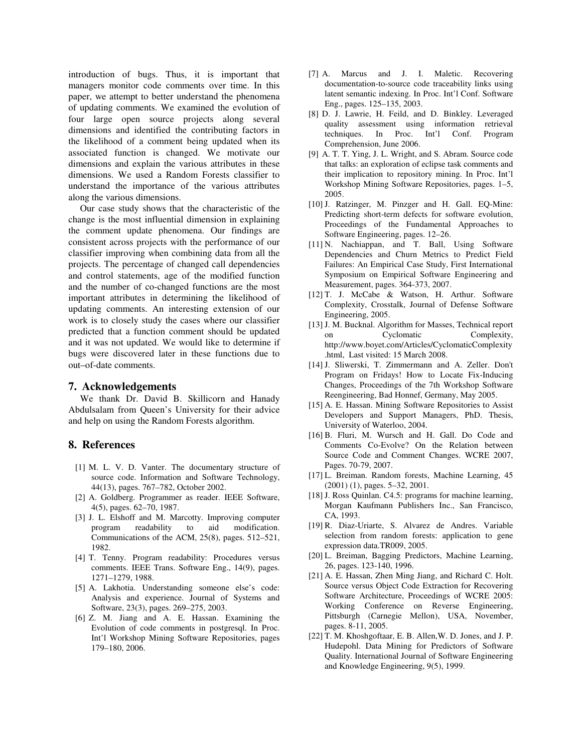introduction of bugs. Thus, it is important that managers monitor code comments over time. In this paper, we attempt to better understand the phenomena of updating comments. We examined the evolution of four large open source projects along several dimensions and identified the contributing factors in the likelihood of a comment being updated when its associated function is changed. We motivate our dimensions and explain the various attributes in these dimensions. We used a Random Forests classifier to understand the importance of the various attributes along the various dimensions.

Our case study shows that the characteristic of the change is the most influential dimension in explaining the comment update phenomena. Our findings are consistent across projects with the performance of our classifier improving when combining data from all the projects. The percentage of changed call dependencies and control statements, age of the modified function and the number of co-changed functions are the most important attributes in determining the likelihood of updating comments. An interesting extension of our work is to closely study the cases where our classifier predicted that a function comment should be updated and it was not updated. We would like to determine if bugs were discovered later in these functions due to out–of-date comments.

## 7. Acknowledgements

We thank Dr. David B. Skillicorn and Hanady Abdulsalam from Queen's University for their advice and help on using the Random Forests algorithm.

## 8. References

[1] M. L. V. D. Vanter. The documentary structure of source code. Information and Software Technology, 44(13), pages. 767–782, October 2002.

[2] A. Goldberg. Programmer as reader. IEEE Software, 4(5), pages. 62–70, 1987.

[3] J. L. Elshoff and M. Marcotty. Improving computer program readability to aid modification. Communications of the ACM, 25(8), pages. 512–521, 1982.

[4] T. Tenny. Program readability: Procedures versus comments. IEEE Trans. Software Eng., 14(9), pages. 1271–1279, 1988.

[5] A. Lakhotia. Understanding someone else's code: Analysis and experience. Journal of Systems and Software, 23(3), pages. 269–275, 2003.

[6] Z. M. Jiang and A. E. Hassan. Examining the Evolution of code comments in postgresql. In Proc. Int'l Workshop Mining Software Repositories, pages 179–180, 2006.

[7] A. Marcus and J. I. Maletic. Recovering documentation-to-source code traceability links using latent semantic indexing. In Proc. Int'l Conf. Software Eng., pages. 125–135, 2003.

[8] D. J. Lawrie, H. Feild, and D. Binkley. Leveraged quality assessment using information retrieval techniques. In Proc. Int'l Conf. Program Comprehension, June 2006.

[9] A. T. T. Ying, J. L. Wright, and S. Abram. Source code that talks: an exploration of eclipse task comments and their implication to repository mining. In Proc. Int'l Workshop Mining Software Repositories, pages. 1–5, 2005.

[10] J. Ratzinger, M. Pinzger and H. Gall. EQ-Mine: Predicting short-term defects for software evolution, Proceedings of the Fundamental Approaches to Software Engineering, pages. 12–26.

[11] N. Nachiappan, and T. Ball, Using Software Dependencies and Churn Metrics to Predict Field Failures: An Empirical Case Study, First International Symposium on Empirical Software Engineering and Measurement, pages. 364-373, 2007.

[12] T. J. McCabe & Watson, H. Arthur. Software Complexity, Crosstalk, Journal of Defense Software Engineering, 2005.

[13] J. M. Bucknal. Algorithm for Masses, Technical report on Cyclomatic Complexity, http://www.boyet.com/Articles/CyclomaticComplexity .html, Last visited: 15 March 2008.

[14] J. Sliwerski, T. Zimmermann and A. Zeller. Don't Program on Fridays! How to Locate Fix-Inducing Changes, Proceedings of the 7th Workshop Software Reengineering, Bad Honnef, Germany, May 2005.

[15] A. E. Hassan. Mining Software Repositories to Assist Developers and Support Managers, PhD. Thesis, University of Waterloo, 2004.

[16] B. Fluri, M. Wursch and H. Gall. Do Code and Comments Co-Evolve? On the Relation between Source Code and Comment Changes. WCRE 2007, Pages. 70-79, 2007.

[17] L. Breiman. Random forests, Machine Learning, 45 (2001) (1), pages. 5–32, 2001.

[18] J. Ross Quinlan. C4.5: programs for machine learning, Morgan Kaufmann Publishers Inc., San Francisco, CA, 1993.

[19] R. Diaz-Uriarte, S. Alvarez de Andres. Variable selection from random forests: application to gene expression data.TR009, 2005.

[20] L. Breiman, Bagging Predictors, Machine Learning, 26, pages. 123-140, 1996.

[21] A. E. Hassan, Zhen Ming Jiang, and Richard C. Holt. Source versus Object Code Extraction for Recovering Software Architecture, Proceedings of WCRE 2005: Working Conference on Reverse Engineering, Pittsburgh (Carnegie Mellon), USA, November, pages. 8-11, 2005.

[22] T. M. Khoshgoftaar, E. B. Allen,W. D. Jones, and J. P. Hudepohl. Data Mining for Predictors of Software Quality. International Journal of Software Engineering and Knowledge Engineering, 9(5), 1999.